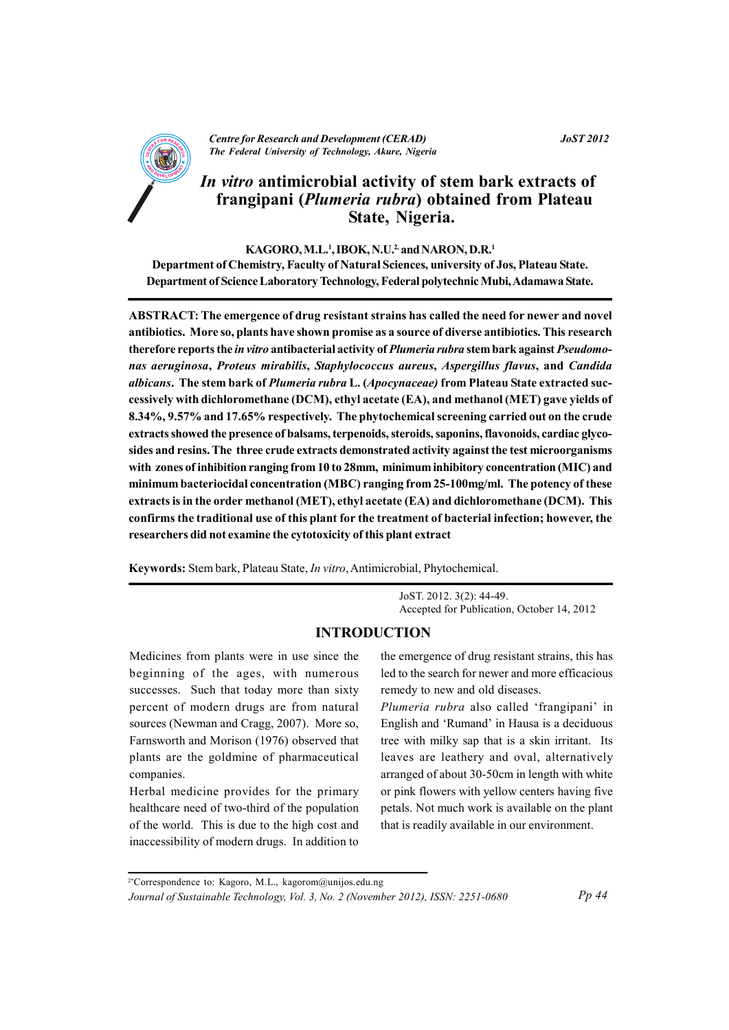# *In vitro* antimicrobial activity of stem bark extracts of frangipani (*Plumeria rubra*) obtained from Plateau State, Nigeria.

**KAGORO, M.L.[1], IBOK, N.U.[2] and NARON, D.R.[1]**

**Department of Chemistry, Faculty of Natural Sciences, university of Jos, Plateau State.**
**Department of Science Laboratory Technology, Federal polytechnic Mubi, Adamawa State.**

**ABSTRACT: The emergence of drug resistant strains has called the need for newer and novel antibiotics. More so, plants have shown promise as a source of diverse antibiotics. This research therefore reports the *in vitro* antibacterial activity of *Plumeria rubra* stem bark against *Pseudomonas aeruginosa*, *Proteus mirabilis*, *Staphylococcus aureus*, *Aspergillus flavus*, and *Candida albicans*. The stem bark of *Plumeria rubra* L. (*Apocynaceae)* from Plateau State extracted successively with dichloromethane (DCM), ethyl acetate (EA), and methanol (MET) gave yields of 8.34%, 9.57% and 17.65% respectively. The phytochemical screening carried out on the crude extracts showed the presence of balsams, terpenoids, steroids, saponins, flavonoids, cardiac glycosides and resins. The three crude extracts demonstrated activity against the test microorganisms with zones of inhibition ranging from 10 to 28mm, minimum inhibitory concentration (MIC) and minimum bacteriocidal concentration (MBC) ranging from 25-100mg/ml. The potency of these extracts is in the order methanol (MET), ethyl acetate (EA) and dichloromethane (DCM). This confirms the traditional use of this plant for the treatment of bacterial infection; however, the researchers did not examine the cytotoxicity of this plant extract**

**Keywords:** Stem bark, Plateau State, *In vitro*, Antimicrobial, Phytochemical.

JoST. 2012. 3(2): 44-49.
Accepted for Publication, October 14, 2012

## INTRODUCTION

Medicines from plants were in use since the beginning of the ages, with numerous successes. Such that today more than sixty percent of modern drugs are from natural sources (Newman and Cragg, 2007). More so, Farnsworth and Morison (1976) observed that plants are the goldmine of pharmaceutical companies.

Herbal medicine provides for the primary healthcare need of two-third of the population of the world. This is due to the high cost and inaccessibility of modern drugs. In addition to the emergence of drug resistant strains, this has led to the search for newer and more efficacious remedy to new and old diseases.

*Plumeria rubra* also called 'frangipani' in English and 'Rumand' in Hausa is a deciduous tree with milky sap that is a skin irritant. Its leaves are leathery and oval, alternatively arranged of about 30-50cm in length with white or pink flowers with yellow centers having five petals. Not much work is available on the plant that is readily available in our environment.

[2]*Correspondence to: Kagoro, M.L., kagorom@unijos.edu.ng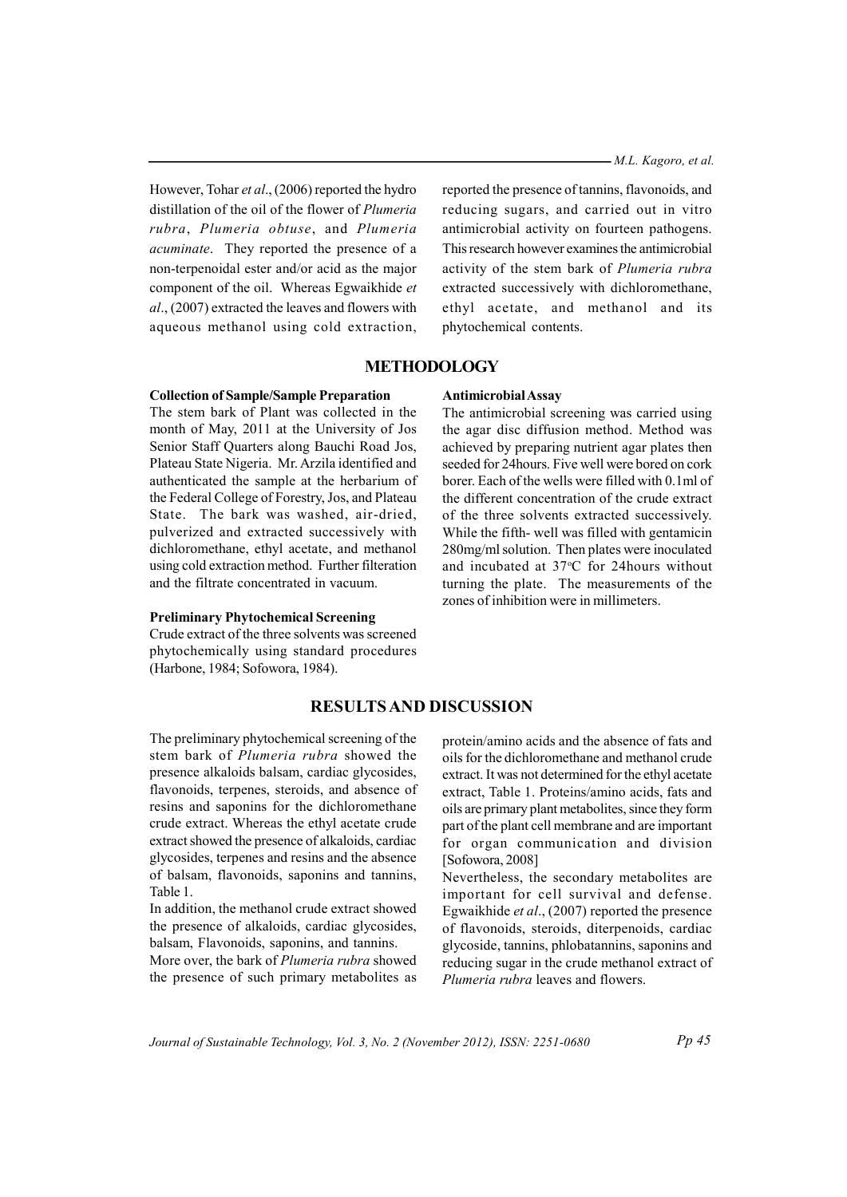However, Tohar *et al*., (2006) reported the hydro distillation of the oil of the flower of *Plumeria rubra*, *Plumeria obtuse*, and *Plumeria acuminate*. They reported the presence of a non-terpenoidal ester and/or acid as the major component of the oil. Whereas Egwaikhide *et al*., (2007) extracted the leaves and flowers with aqueous methanol using cold extraction, reported the presence of tannins, flavonoids, and reducing sugars, and carried out in vitro antimicrobial activity on fourteen pathogens. This research however examines the antimicrobial activity of the stem bark of *Plumeria rubra* extracted successively with dichloromethane, ethyl acetate, and methanol and its phytochemical contents.

## METHODOLOGY

### Collection of Sample/Sample Preparation

The stem bark of Plant was collected in the month of May, 2011 at the University of Jos Senior Staff Quarters along Bauchi Road Jos, Plateau State Nigeria. Mr. Arzila identified and authenticated the sample at the herbarium of the Federal College of Forestry, Jos, and Plateau State. The bark was washed, air-dried, pulverized and extracted successively with dichloromethane, ethyl acetate, and methanol using cold extraction method. Further filteration and the filtrate concentrated in vacuum.

### Preliminary Phytochemical Screening

Crude extract of the three solvents was screened phytochemically using standard procedures (Harbone, 1984; Sofowora, 1984).

### Antimicrobial Assay

The antimicrobial screening was carried using the agar disc diffusion method. Method was achieved by preparing nutrient agar plates then seeded for 24hours. Five well were bored on cork borer. Each of the wells were filled with 0.1ml of the different concentration of the crude extract of the three solvents extracted successively. While the fifth- well was filled with gentamicin 280mg/ml solution. Then plates were inoculated and incubated at 37°C for 24hours without turning the plate. The measurements of the zones of inhibition were in millimeters.

## RESULTS AND DISCUSSION

The preliminary phytochemical screening of the stem bark of *Plumeria rubra* showed the presence alkaloids balsam, cardiac glycosides, flavonoids, terpenes, steroids, and absence of resins and saponins for the dichloromethane crude extract. Whereas the ethyl acetate crude extract showed the presence of alkaloids, cardiac glycosides, terpenes and resins and the absence of balsam, flavonoids, saponins and tannins, Table 1.

In addition, the methanol crude extract showed the presence of alkaloids, cardiac glycosides, balsam, Flavonoids, saponins, and tannins.

More over, the bark of *Plumeria rubra* showed the presence of such primary metabolites as protein/amino acids and the absence of fats and oils for the dichloromethane and methanol crude extract. It was not determined for the ethyl acetate extract, Table 1. Proteins/amino acids, fats and oils are primary plant metabolites, since they form part of the plant cell membrane and are important for organ communication and division [Sofowora, 2008]

Nevertheless, the secondary metabolites are important for cell survival and defense. Egwaikhide *et al*., (2007) reported the presence of flavonoids, steroids, diterpenoids, cardiac glycoside, tannins, phlobatannins, saponins and reducing sugar in the crude methanol extract of *Plumeria rubra* leaves and flowers.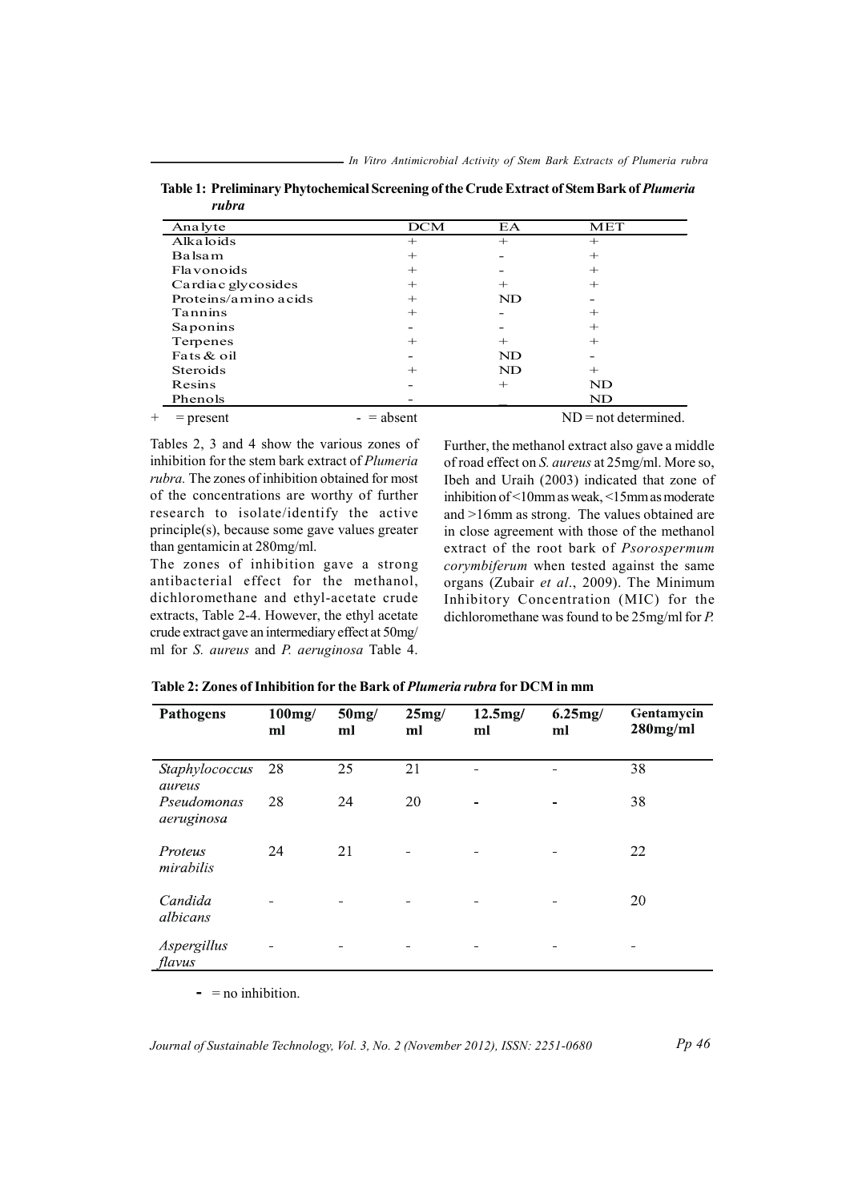**Table 1: Preliminary Phytochemical Screening of the Crude Extract of Stem Bark of *Plumeria rubra***

| Analyte | DCM | EA | MET |
|---|---|---|---|
| Alkaloids | + | + | + |
| Balsam | + | - | + |
| Flavonoids | + | - | + |
| Cardiac glycosides | + | + | + |
| Proteins/amino acids | + | ND | - |
| Tannins | + | - | + |
| Saponins | - | - | + |
| Terpenes | + | + | + |
| Fats & oil | - | ND | - |
| Steroids | + | ND | + |
| Resins | - | + | ND |
| Phenols | - | _ | ND |

+ = present - = absent ND = not determined.

Tables 2, 3 and 4 show the various zones of inhibition for the stem bark extract of *Plumeria rubra.* The zones of inhibition obtained for most of the concentrations are worthy of further research to isolate/identify the active principle(s), because some gave values greater than gentamicin at 280mg/ml.

The zones of inhibition gave a strong antibacterial effect for the methanol, dichloromethane and ethyl-acetate crude extracts, Table 2-4. However, the ethyl acetate crude extract gave an intermediary effect at 50mg/ml for *S. aureus* and *P. aeruginosa* Table 4. Further, the methanol extract also gave a middle of road effect on *S. aureus* at 25mg/ml. More so, Ibeh and Uraih (2003) indicated that zone of inhibition of <10mm as weak, <15mm as moderate and >16mm as strong. The values obtained are in close agreement with those of the methanol extract of the root bark of *Psorospermum corymbiferum* when tested against the same organs (Zubair *et al*., 2009). The Minimum Inhibitory Concentration (MIC) for the dichloromethane was found to be 25mg/ml for *P.*

**Table 2: Zones of Inhibition for the Bark of *Plumeria rubra* for DCM in mm**

| Pathogens | 100mg/ml | 50mg/ml | 25mg/ml | 12.5mg/ml | 6.25mg/ml | Gentamycin 280mg/ml |
|---|---|---|---|---|---|---|
| *Staphylococcus aureus* | 28 | 25 | 21 | - | - | 38 |
| *Pseudomonas aeruginosa* | 28 | 24 | 20 | - | - | 38 |
| *Proteus mirabilis* | 24 | 21 | - | - | - | 22 |
| *Candida albicans* | - | - | - | - | - | 20 |
| *Aspergillus flavus* | - | - | - | - | - | - |

- = no inhibition.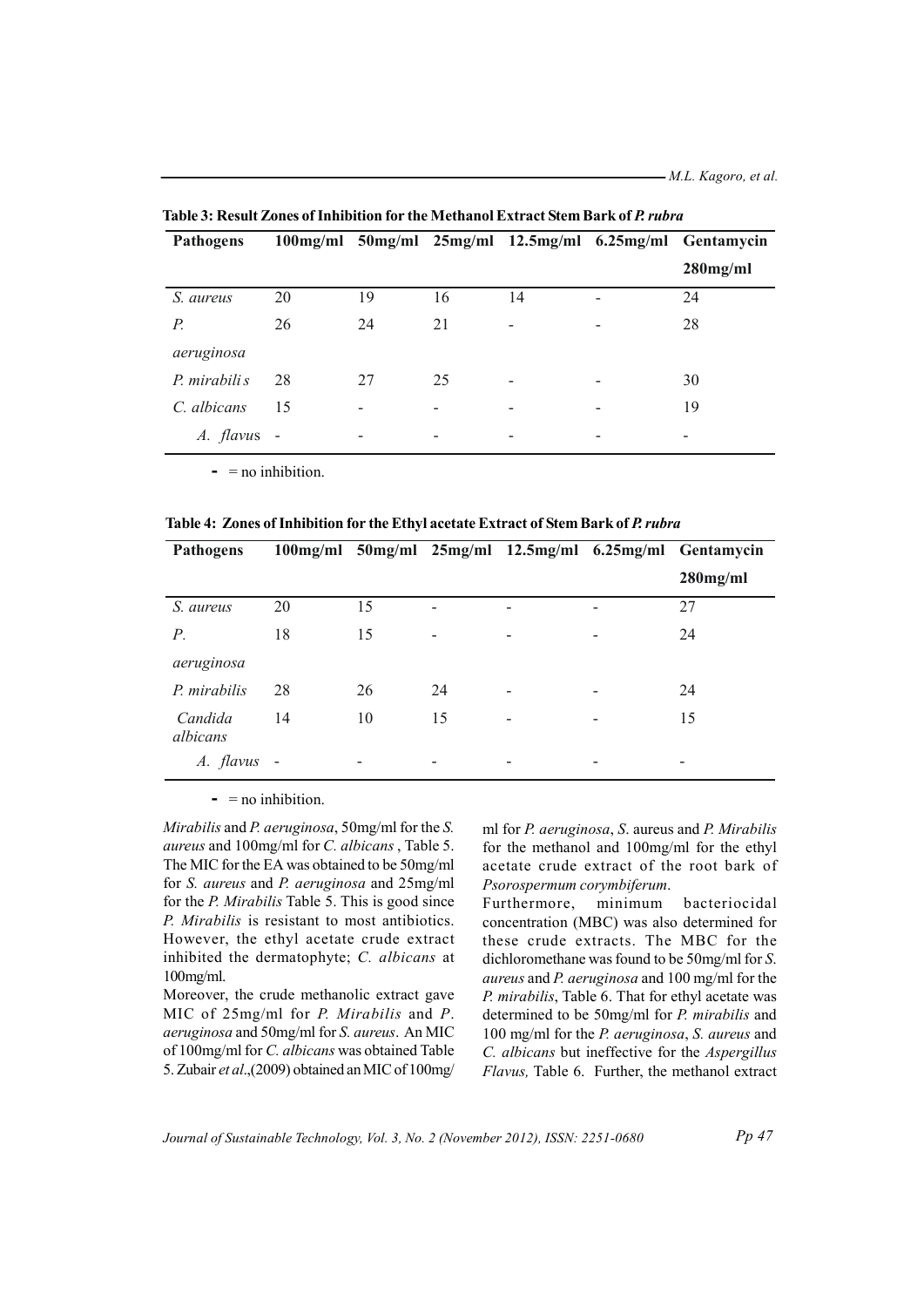**Table 3: Result Zones of Inhibition for the Methanol Extract Stem Bark of *P. rubra***

| Pathogens | 100mg/ml | 50mg/ml | 25mg/ml | 12.5mg/ml | 6.25mg/ml | Gentamycin 280mg/ml |
|---|---|---|---|---|---|---|
| *S. aureus* | 20 | 19 | 16 | 14 | - | 24 |
| *P. aeruginosa* | 26 | 24 | 21 | - | - | 28 |
| *P. mirabilis* | 28 | 27 | 25 | - | - | 30 |
| *C. albicans* | 15 | - | - | - | - | 19 |
| *A. flavus* | - | - | - | - | - | - |

**-** = no inhibition.

**Table 4: Zones of Inhibition for the Ethyl acetate Extract of Stem Bark of *P. rubra***

| Pathogens | 100mg/ml | 50mg/ml | 25mg/ml | 12.5mg/ml | 6.25mg/ml | Gentamycin 280mg/ml |
|---|---|---|---|---|---|---|
| *S. aureus* | 20 | 15 | - | - | - | 27 |
| *P. aeruginosa* | 18 | 15 | - | - | - | 24 |
| *P. mirabilis* | 28 | 26 | 24 | - | - | 24 |
| *Candida albicans* | 14 | 10 | 15 | - | - | 15 |
| *A. flavus* | - | - | - | - | - | - |

**-** = no inhibition.

*Mirabilis* and *P. aeruginosa*, 50mg/ml for the *S. aureus* and 100mg/ml for *C. albicans* , Table 5. The MIC for the EA was obtained to be 50mg/ml for *S. aureus* and *P. aeruginosa* and 25mg/ml for the *P. Mirabilis* Table 5. This is good since *P. Mirabilis* is resistant to most antibiotics. However, the ethyl acetate crude extract inhibited the dermatophyte; *C. albicans* at 100mg/ml.

Moreover, the crude methanolic extract gave MIC of 25mg/ml for *P. Mirabilis* and *P. aeruginosa* and 50mg/ml for *S. aureus*. An MIC of 100mg/ml for *C. albicans* was obtained Table 5. Zubair *et al*.,(2009) obtained an MIC of 100mg/ml for *P. aeruginosa*, *S.* aureus and *P. Mirabilis* for the methanol and 100mg/ml for the ethyl acetate crude extract of the root bark of *Psorospermum corymbiferum*.

Furthermore, minimum bacteriocidal concentration (MBC) was also determined for these crude extracts. The MBC for the dichloromethane was found to be 50mg/ml for *S. aureus* and *P. aeruginosa* and 100 mg/ml for the *P. mirabilis*, Table 6. That for ethyl acetate was determined to be 50mg/ml for *P. mirabilis* and 100 mg/ml for the *P. aeruginosa*, *S. aureus* and *C. albicans* but ineffective for the *Aspergillus Flavus,* Table 6. Further, the methanol extract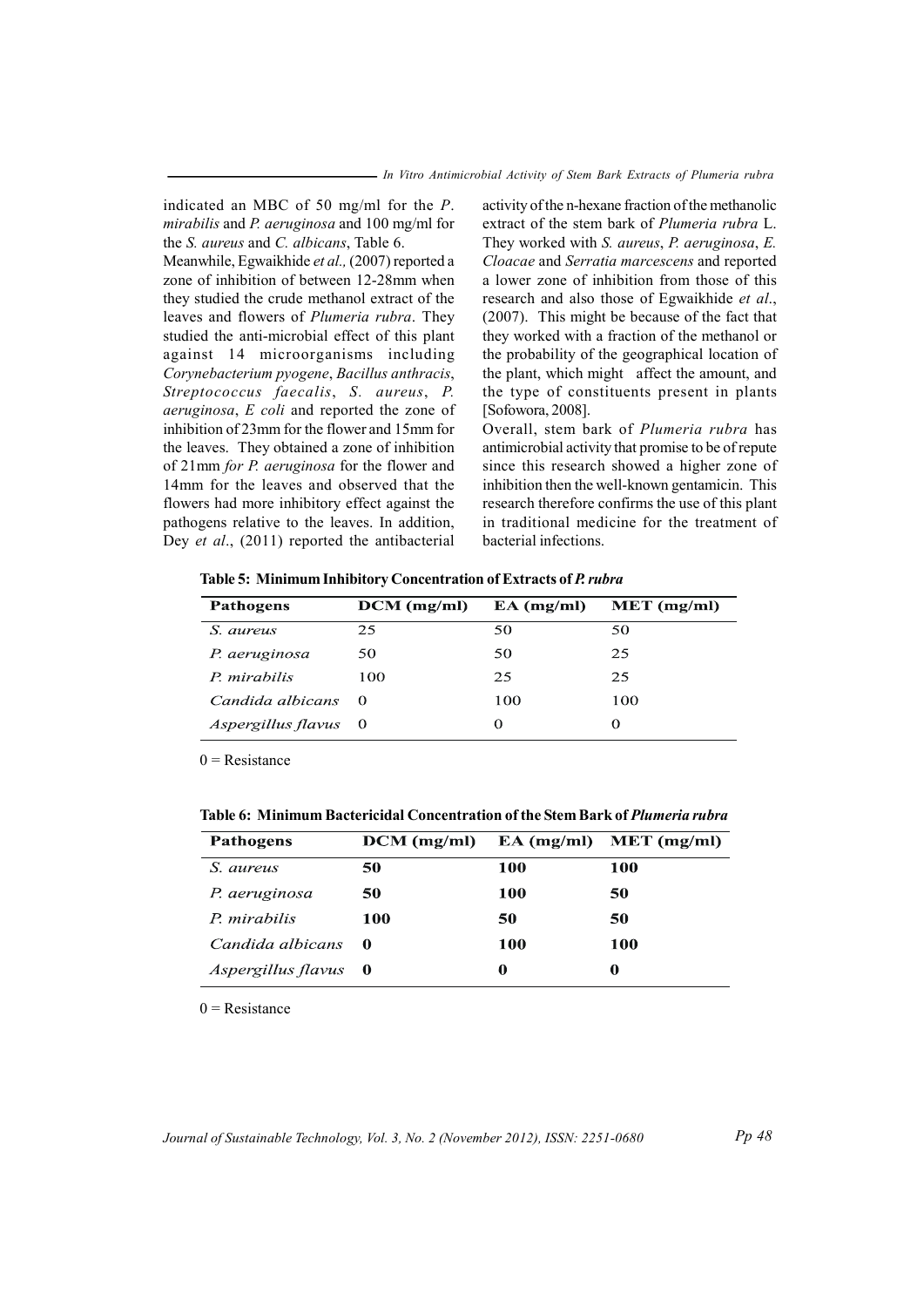indicated an MBC of 50 mg/ml for the *P. mirabilis* and *P. aeruginosa* and 100 mg/ml for the *S. aureus* and *C. albicans*, Table 6.

Meanwhile, Egwaikhide *et al.,* (2007) reported a zone of inhibition of between 12-28mm when they studied the crude methanol extract of the leaves and flowers of *Plumeria rubra*. They studied the anti-microbial effect of this plant against 14 microorganisms including *Corynebacterium pyogene*, *Bacillus anthracis*, *Streptococcus faecalis*, *S. aureus*, *P. aeruginosa*, *E coli* and reported the zone of inhibition of 23mm for the flower and 15mm for the leaves. They obtained a zone of inhibition of 21mm *for P. aeruginosa* for the flower and 14mm for the leaves and observed that the flowers had more inhibitory effect against the pathogens relative to the leaves. In addition, Dey *et al*., (2011) reported the antibacterial activity of the n-hexane fraction of the methanolic extract of the stem bark of *Plumeria rubra* L. They worked with *S. aureus*, *P. aeruginosa*, *E. Cloacae* and *Serratia marcescens* and reported a lower zone of inhibition from those of this research and also those of Egwaikhide *et al*., (2007). This might be because of the fact that they worked with a fraction of the methanol or the probability of the geographical location of the plant, which might affect the amount, and the type of constituents present in plants [Sofowora, 2008].

Overall, stem bark of *Plumeria rubra* has antimicrobial activity that promise to be of repute since this research showed a higher zone of inhibition then the well-known gentamicin. This research therefore confirms the use of this plant in traditional medicine for the treatment of bacterial infections.

**Table 5: Minimum Inhibitory Concentration of Extracts of *P. rubra***

| Pathogens | DCM (mg/ml) | EA (mg/ml) | MET (mg/ml) |
|---|---|---|---|
| *S. aureus* | 25 | 50 | 50 |
| *P. aeruginosa* | 50 | 50 | 25 |
| *P. mirabilis* | 100 | 25 | 25 |
| *Candida albicans* | 0 | 100 | 100 |
| *Aspergillus flavus* | 0 | 0 | 0 |

0 = Resistance

**Table 6: Minimum Bactericidal Concentration of the Stem Bark of *Plumeria rubra***

| Pathogens | DCM (mg/ml) | EA (mg/ml) | MET (mg/ml) |
|---|---|---|---|
| *S. aureus* | **50** | **100** | **100** |
| *P. aeruginosa* | **50** | **100** | **50** |
| *P. mirabilis* | **100** | **50** | **50** |
| *Candida albicans* | **0** | **100** | **100** |
| *Aspergillus flavus* | **0** | **0** | **0** |

0 = Resistance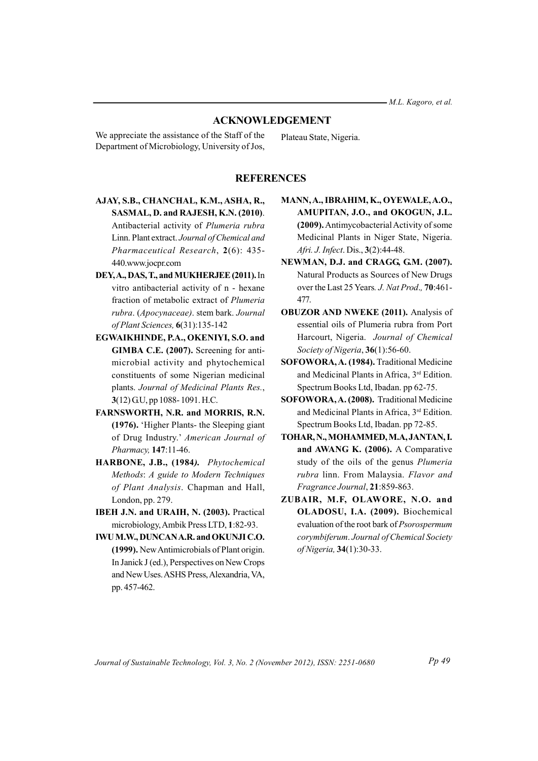## ACKNOWLEDGEMENT

We appreciate the assistance of the Staff of the Department of Microbiology, University of Jos, Plateau State, Nigeria.

## REFERENCES

**AJAY, S.B., CHANCHAL, K.M., ASHA, R., SASMAL, D. and RAJESH, K.N. (2010)**. Antibacterial activity of *Plumeria rubra* Linn. Plant extract. *Journal of Chemical and Pharmaceutical Research*, **2**(6): 435-440.www.jocpr.com

**DEY, A., DAS, T., and MUKHERJEE (2011).** In vitro antibacterial activity of n - hexane fraction of metabolic extract of *Plumeria rubra*. (*Apocynaceae)*. stem bark. *Journal of Plant Sciences,* **6**(31):135-142

**EGWAIKHINDE, P.A., OKENIYI, S.O. and GIMBA C.E. (2007).** Screening for anti-microbial activity and phytochemical constituents of some Nigerian medicinal plants. *Journal of Medicinal Plants Res.*, **3**(12) G.U, pp 1088- 1091. H.C.

**FARNSWORTH, N.R. and MORRIS, R.N. (1976).** 'Higher Plants- the Sleeping giant of Drug Industry.' *American Journal of Pharmacy,* **147**:11-46.

**HARBONE, J.B., (1984*).*** *Phytochemical Methods*: *A guide to Modern Techniques of Plant Analysis*. Chapman and Hall, London, pp. 279.

**IBEH J.N. and URAIH, N. (2003).** Practical microbiology, Ambik Press LTD, **1**:82-93.

**IWU M.W., DUNCAN A.R. and OKUNJI C.O. (1999).** New Antimicrobials of Plant origin. In Janick J (ed.), Perspectives on New Crops and New Uses. ASHS Press, Alexandria, VA, pp. 457-462.

**MANN, A., IBRAHIM, K., OYEWALE, A.O., AMUPITAN, J.O., and OKOGUN, J.L. (2009).** Antimycobacterial Activity of some Medicinal Plants in Niger State, Nigeria. *Afri. J. Infect*. Dis., **3**(2):44-48.

**NEWMAN, D.J. and CRAGG, G.M. (2007).** Natural Products as Sources of New Drugs over the Last 25 Years*. J. Nat Prod.,* **70**:461-477.

**OBUZOR AND NWEKE (2011).** Analysis of essential oils of Plumeria rubra from Port Harcourt, Nigeria. *Journal of Chemical Society of Nigeria*, **36**(1):56-60.

**SOFOWORA, A. (1984).** Traditional Medicine and Medicinal Plants in Africa, 3rd Edition. Spectrum Books Ltd, Ibadan. pp 62-75.

**SOFOWORA, A. (2008).** Traditional Medicine and Medicinal Plants in Africa, 3rd Edition. Spectrum Books Ltd, Ibadan. pp 72-85.

**TOHAR, N., MOHAMMED, M.A, JANTAN, I. and AWANG K. (2006).** A Comparative study of the oils of the genus *Plumeria rubra* linn. From Malaysia. *Flavor and Fragrance Journal*, **21**:859-863.

**ZUBAIR, M.F, OLAWORE, N.O. and OLADOSU, I.A. (2009).** Biochemical evaluation of the root bark of *Psorospermum corymbiferum*. *Journal of Chemical Society of Nigeria,* **34**(1):30-33.